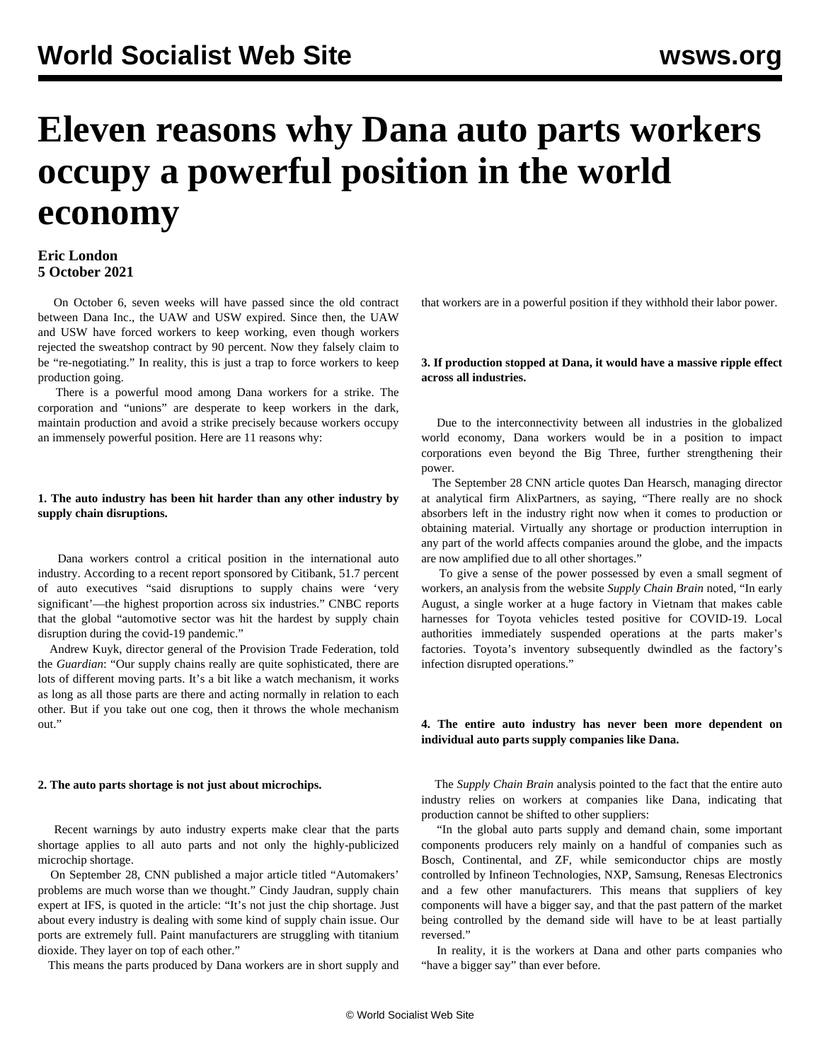#### World Socialist Web Site — wsws.org

# Eleven reasons why Dana auto parts workers occupy a powerful position in the world economy

**Eric London**
**5 October 2021**

On October 6, seven weeks will have passed since the old contract between Dana Inc., the UAW and USW expired. Since then, the UAW and USW have forced workers to keep working, even though workers rejected the sweatshop contract by 90 percent. Now they falsely claim to be "re-negotiating." In reality, this is just a trap to force workers to keep production going.

There is a powerful mood among Dana workers for a strike. The corporation and "unions" are desperate to keep workers in the dark, maintain production and avoid a strike precisely because workers occupy an immensely powerful position. Here are 11 reasons why:

**1. The auto industry has been hit harder than any other industry by supply chain disruptions.**

Dana workers control a critical position in the international auto industry. According to a recent report sponsored by Citibank, 51.7 percent of auto executives "said disruptions to supply chains were 'very significant'—the highest proportion across six industries." CNBC reports that the global "automotive sector was hit the hardest by supply chain disruption during the covid-19 pandemic."

Andrew Kuyk, director general of the Provision Trade Federation, told the *Guardian*: "Our supply chains really are quite sophisticated, there are lots of different moving parts. It's a bit like a watch mechanism, it works as long as all those parts are there and acting normally in relation to each other. But if you take out one cog, then it throws the whole mechanism out."

**2. The auto parts shortage is not just about microchips.**

Recent warnings by auto industry experts make clear that the parts shortage applies to all auto parts and not only the highly-publicized microchip shortage.

On September 28, CNN published a major article titled "Automakers' problems are much worse than we thought." Cindy Jaudran, supply chain expert at IFS, is quoted in the article: "It's not just the chip shortage. Just about every industry is dealing with some kind of supply chain issue. Our ports are extremely full. Paint manufacturers are struggling with titanium dioxide. They layer on top of each other."

This means the parts produced by Dana workers are in short supply and that workers are in a powerful position if they withhold their labor power.

**3. If production stopped at Dana, it would have a massive ripple effect across all industries.**

Due to the interconnectivity between all industries in the globalized world economy, Dana workers would be in a position to impact corporations even beyond the Big Three, further strengthening their power.

The September 28 CNN article quotes Dan Hearsch, managing director at analytical firm AlixPartners, as saying, "There really are no shock absorbers left in the industry right now when it comes to production or obtaining material. Virtually any shortage or production interruption in any part of the world affects companies around the globe, and the impacts are now amplified due to all other shortages."

To give a sense of the power possessed by even a small segment of workers, an analysis from the website *Supply Chain Brain* noted, "In early August, a single worker at a huge factory in Vietnam that makes cable harnesses for Toyota vehicles tested positive for COVID-19. Local authorities immediately suspended operations at the parts maker's factories. Toyota's inventory subsequently dwindled as the factory's infection disrupted operations."

**4. The entire auto industry has never been more dependent on individual auto parts supply companies like Dana.**

The *Supply Chain Brain* analysis pointed to the fact that the entire auto industry relies on workers at companies like Dana, indicating that production cannot be shifted to other suppliers:

"In the global auto parts supply and demand chain, some important components producers rely mainly on a handful of companies such as Bosch, Continental, and ZF, while semiconductor chips are mostly controlled by Infineon Technologies, NXP, Samsung, Renesas Electronics and a few other manufacturers. This means that suppliers of key components will have a bigger say, and that the past pattern of the market being controlled by the demand side will have to be at least partially reversed."

In reality, it is the workers at Dana and other parts companies who "have a bigger say" than ever before.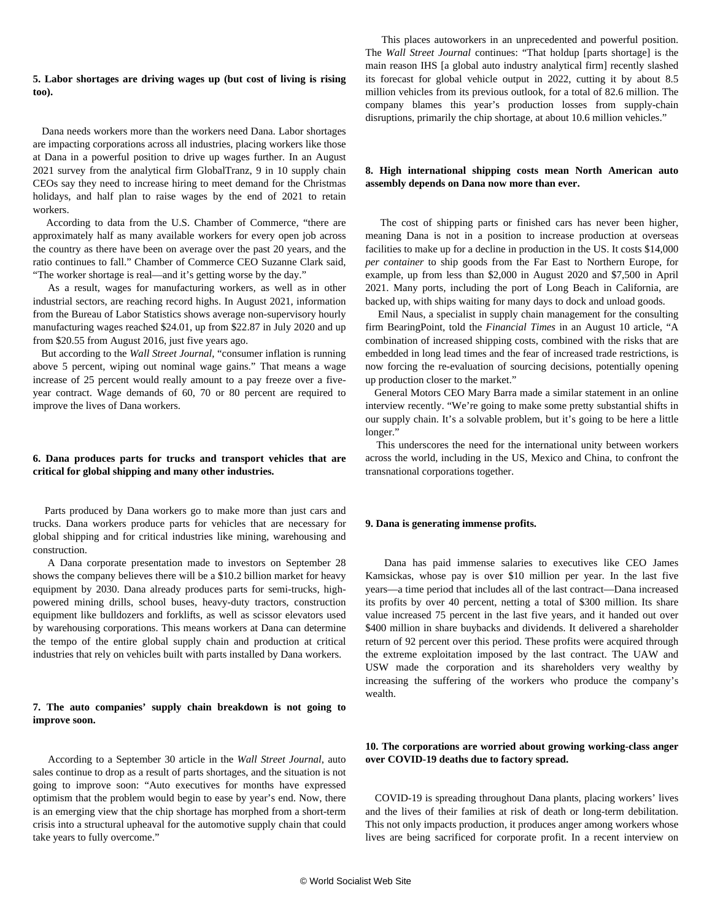**5. Labor shortages are driving wages up (but cost of living is rising too).**

Dana needs workers more than the workers need Dana. Labor shortages are impacting corporations across all industries, placing workers like those at Dana in a powerful position to drive up wages further. In an August 2021 survey from the analytical firm GlobalTranz, 9 in 10 supply chain CEOs say they need to increase hiring to meet demand for the Christmas holidays, and half plan to raise wages by the end of 2021 to retain workers.

According to data from the U.S. Chamber of Commerce, “there are approximately half as many available workers for every open job across the country as there have been on average over the past 20 years, and the ratio continues to fall.” Chamber of Commerce CEO Suzanne Clark said, “The worker shortage is real—and it’s getting worse by the day.”

As a result, wages for manufacturing workers, as well as in other industrial sectors, are reaching record highs. In August 2021, information from the Bureau of Labor Statistics shows average non-supervisory hourly manufacturing wages reached $24.01, up from $22.87 in July 2020 and up from $20.55 from August 2016, just five years ago.

But according to the *Wall Street Journal*, “consumer inflation is running above 5 percent, wiping out nominal wage gains.” That means a wage increase of 25 percent would really amount to a pay freeze over a five-year contract. Wage demands of 60, 70 or 80 percent are required to improve the lives of Dana workers.

**6. Dana produces parts for trucks and transport vehicles that are critical for global shipping and many other industries.**

Parts produced by Dana workers go to make more than just cars and trucks. Dana workers produce parts for vehicles that are necessary for global shipping and for critical industries like mining, warehousing and construction.

A Dana corporate presentation made to investors on September 28 shows the company believes there will be a $10.2 billion market for heavy equipment by 2030. Dana already produces parts for semi-trucks, high-powered mining drills, school buses, heavy-duty tractors, construction equipment like bulldozers and forklifts, as well as scissor elevators used by warehousing corporations. This means workers at Dana can determine the tempo of the entire global supply chain and production at critical industries that rely on vehicles built with parts installed by Dana workers.

**7. The auto companies’ supply chain breakdown is not going to improve soon.**

According to a September 30 article in the *Wall Street Journal*, auto sales continue to drop as a result of parts shortages, and the situation is not going to improve soon: “Auto executives for months have expressed optimism that the problem would begin to ease by year’s end. Now, there is an emerging view that the chip shortage has morphed from a short-term crisis into a structural upheaval for the automotive supply chain that could take years to fully overcome.”

This places autoworkers in an unprecedented and powerful position. The *Wall Street Journal* continues: “That holdup [parts shortage] is the main reason IHS [a global auto industry analytical firm] recently slashed its forecast for global vehicle output in 2022, cutting it by about 8.5 million vehicles from its previous outlook, for a total of 82.6 million. The company blames this year’s production losses from supply-chain disruptions, primarily the chip shortage, at about 10.6 million vehicles.”

**8. High international shipping costs mean North American auto assembly depends on Dana now more than ever.**

The cost of shipping parts or finished cars has never been higher, meaning Dana is not in a position to increase production at overseas facilities to make up for a decline in production in the US. It costs $14,000 *per container* to ship goods from the Far East to Northern Europe, for example, up from less than $2,000 in August 2020 and $7,500 in April 2021. Many ports, including the port of Long Beach in California, are backed up, with ships waiting for many days to dock and unload goods.

Emil Naus, a specialist in supply chain management for the consulting firm BearingPoint, told the *Financial Times* in an August 10 article, “A combination of increased shipping costs, combined with the risks that are embedded in long lead times and the fear of increased trade restrictions, is now forcing the re-evaluation of sourcing decisions, potentially opening up production closer to the market.”

General Motors CEO Mary Barra made a similar statement in an online interview recently. “We’re going to make some pretty substantial shifts in our supply chain. It’s a solvable problem, but it’s going to be here a little longer.”

This underscores the need for the international unity between workers across the world, including in the US, Mexico and China, to confront the transnational corporations together.

**9. Dana is generating immense profits.**

Dana has paid immense salaries to executives like CEO James Kamsickas, whose pay is over $10 million per year. In the last five years—a time period that includes all of the last contract—Dana increased its profits by over 40 percent, netting a total of $300 million. Its share value increased 75 percent in the last five years, and it handed out over $400 million in share buybacks and dividends. It delivered a shareholder return of 92 percent over this period. These profits were acquired through the extreme exploitation imposed by the last contract. The UAW and USW made the corporation and its shareholders very wealthy by increasing the suffering of the workers who produce the company’s wealth.

**10. The corporations are worried about growing working-class anger over COVID-19 deaths due to factory spread.**

COVID-19 is spreading throughout Dana plants, placing workers’ lives and the lives of their families at risk of death or long-term debilitation. This not only impacts production, it produces anger among workers whose lives are being sacrificed for corporate profit. In a recent interview on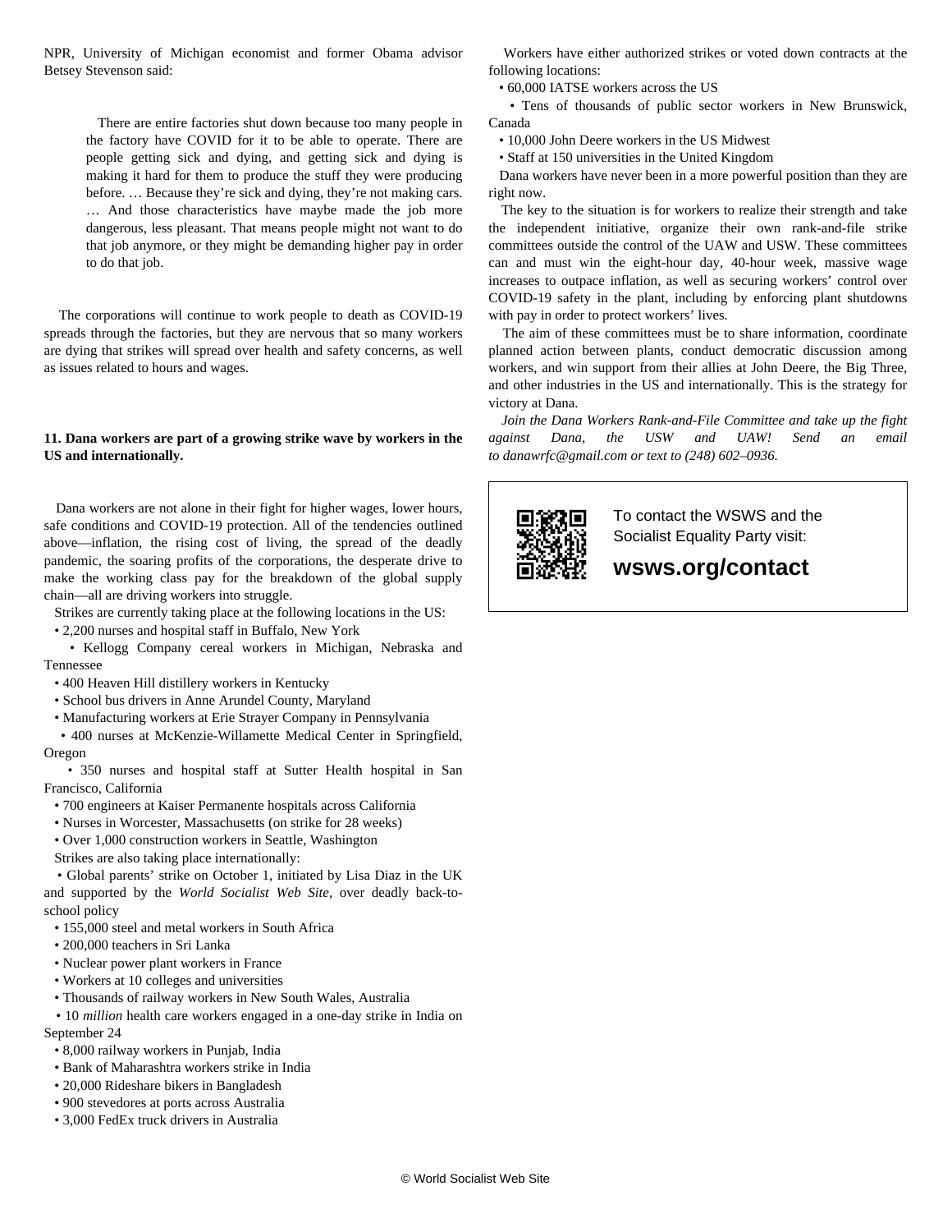NPR, University of Michigan economist and former Obama advisor Betsey Stevenson said:

> There are entire factories shut down because too many people in the factory have COVID for it to be able to operate. There are people getting sick and dying, and getting sick and dying is making it hard for them to produce the stuff they were producing before. … Because they're sick and dying, they're not making cars. … And those characteristics have maybe made the job more dangerous, less pleasant. That means people might not want to do that job anymore, or they might be demanding higher pay in order to do that job.

The corporations will continue to work people to death as COVID-19 spreads through the factories, but they are nervous that so many workers are dying that strikes will spread over health and safety concerns, as well as issues related to hours and wages.

**11. Dana workers are part of a growing strike wave by workers in the US and internationally.**

Dana workers are not alone in their fight for higher wages, lower hours, safe conditions and COVID-19 protection. All of the tendencies outlined above—inflation, the rising cost of living, the spread of the deadly pandemic, the soaring profits of the corporations, the desperate drive to make the working class pay for the breakdown of the global supply chain—all are driving workers into struggle.

Strikes are currently taking place at the following locations in the US:

- 2,200 nurses and hospital staff in Buffalo, New York
- Kellogg Company cereal workers in Michigan, Nebraska and Tennessee
- 400 Heaven Hill distillery workers in Kentucky
- School bus drivers in Anne Arundel County, Maryland
- Manufacturing workers at Erie Strayer Company in Pennsylvania
- 400 nurses at McKenzie-Willamette Medical Center in Springfield, Oregon
- 350 nurses and hospital staff at Sutter Health hospital in San Francisco, California
- 700 engineers at Kaiser Permanente hospitals across California
- Nurses in Worcester, Massachusetts (on strike for 28 weeks)
- Over 1,000 construction workers in Seattle, Washington

Strikes are also taking place internationally:

- Global parents' strike on October 1, initiated by Lisa Diaz in the UK and supported by the *World Socialist Web Site*, over deadly back-to-school policy
- 155,000 steel and metal workers in South Africa
- 200,000 teachers in Sri Lanka
- Nuclear power plant workers in France
- Workers at 10 colleges and universities
- Thousands of railway workers in New South Wales, Australia
- 10 *million* health care workers engaged in a one-day strike in India on September 24
- 8,000 railway workers in Punjab, India
- Bank of Maharashtra workers strike in India
- 20,000 Rideshare bikers in Bangladesh
- 900 stevedores at ports across Australia
- 3,000 FedEx truck drivers in Australia

Workers have either authorized strikes or voted down contracts at the following locations:

- 60,000 IATSE workers across the US
- Tens of thousands of public sector workers in New Brunswick, Canada
- 10,000 John Deere workers in the US Midwest
- Staff at 150 universities in the United Kingdom

Dana workers have never been in a more powerful position than they are right now.

The key to the situation is for workers to realize their strength and take the independent initiative, organize their own rank-and-file strike committees outside the control of the UAW and USW. These committees can and must win the eight-hour day, 40-hour week, massive wage increases to outpace inflation, as well as securing workers' control over COVID-19 safety in the plant, including by enforcing plant shutdowns with pay in order to protect workers' lives.

The aim of these committees must be to share information, coordinate planned action between plants, conduct democratic discussion among workers, and win support from their allies at John Deere, the Big Three, and other industries in the US and internationally. This is the strategy for victory at Dana.

*Join the Dana Workers Rank-and-File Committee and take up the fight against Dana, the USW and UAW! Send an email to danawrfc@gmail.com or text to (248) 602–0936.*

To contact the WSWS and the Socialist Equality Party visit:

**wsws.org/contact**